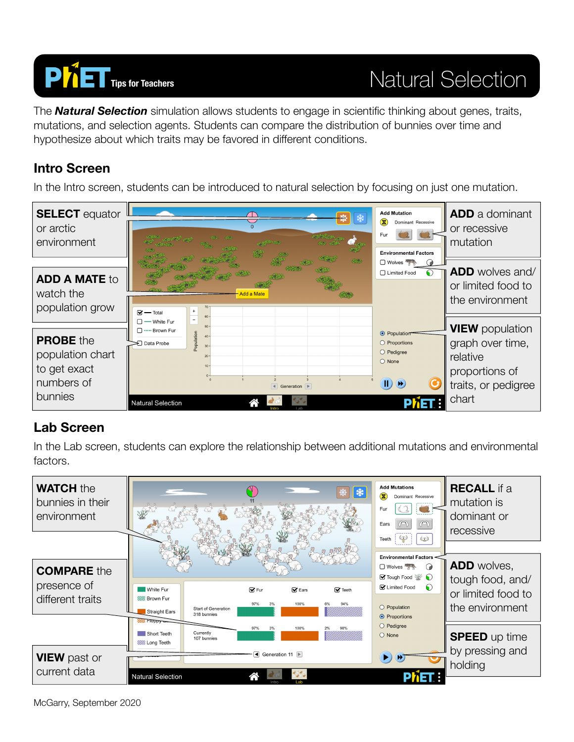# Natural Selection

PhET Tips for Teachers

The ***Natural Selection*** simulation allows students to engage in scientific thinking about genes, traits, mutations, and selection agents. Students can compare the distribution of bunnies over time and hypothesize about which traits may be favored in different conditions.

## Intro Screen

In the Intro screen, students can be introduced to natural selection by focusing on just one mutation.

**SELECT** equator or arctic environment

**ADD A MATE** to watch the population grow

**PROBE** the population chart to get exact numbers of bunnies

**ADD** a dominant or recessive mutation

**ADD** wolves and/ or limited food to the environment

**VIEW** population graph over time, relative proportions of traits, or pedigree chart

## Lab Screen

In the Lab screen, students can explore the relationship between additional mutations and environmental factors.

**WATCH** the bunnies in their environment

**COMPARE** the presence of different traits

**VIEW** past or current data

**RECALL** if a mutation is dominant or recessive

**ADD** wolves, tough food, and/ or limited food to the environment

**SPEED** up time by pressing and holding

McGarry, September 2020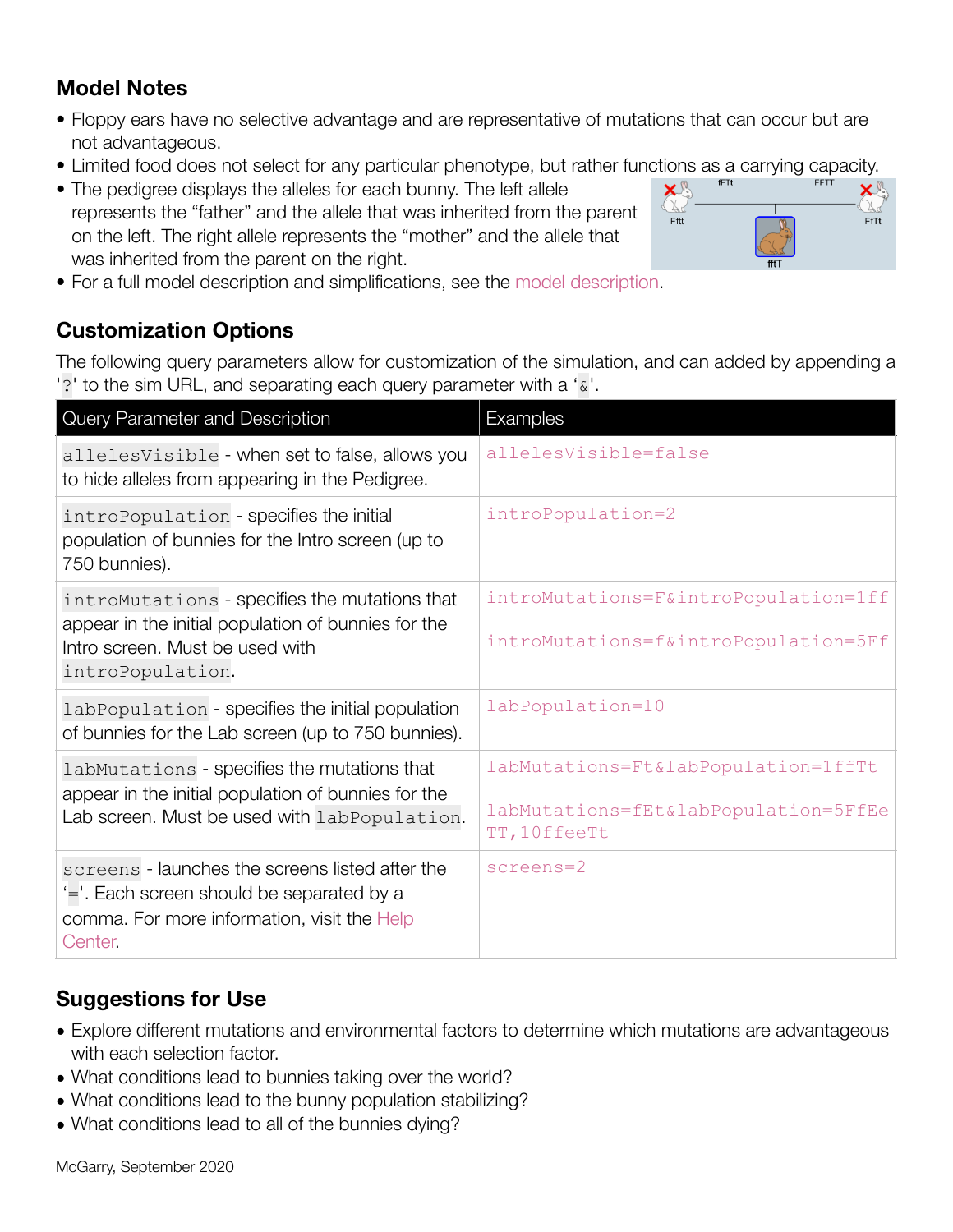## Model Notes

- Floppy ears have no selective advantage and are representative of mutations that can occur but are not advantageous.
- Limited food does not select for any particular phenotype, but rather functions as a carrying capacity.
- The pedigree displays the alleles for each bunny. The left allele represents the "father" and the allele that was inherited from the parent on the left. The right allele represents the "mother" and the allele that was inherited from the parent on the right.
- For a full model description and simplifications, see the model description.

## Customization Options

The following query parameters allow for customization of the simulation, and can added by appending a '?' to the sim URL, and separating each query parameter with a '&'.

| Query Parameter and Description | Examples |
|---|---|
| `allelesVisible` - when set to false, allows you to hide alleles from appearing in the Pedigree. | allelesVisible=false |
| `introPopulation` - specifies the initial population of bunnies for the Intro screen (up to 750 bunnies). | introPopulation=2 |
| `introMutations` - specifies the mutations that appear in the initial population of bunnies for the Intro screen. Must be used with `introPopulation`. | introMutations=F&introPopulation=1ff<br><br>introMutations=f&introPopulation=5Ff |
| `labPopulation` - specifies the initial population of bunnies for the Lab screen (up to 750 bunnies). | labPopulation=10 |
| `labMutations` - specifies the mutations that appear in the initial population of bunnies for the Lab screen. Must be used with `labPopulation`. | labMutations=Ft&labPopulation=1ffTt<br><br>labMutations=fEt&labPopulation=5FfEeTT,10ffeeTt |
| `screens` - launches the screens listed after the '='. Each screen should be separated by a comma. For more information, visit the Help Center. | screens=2 |

## Suggestions for Use

- Explore different mutations and environmental factors to determine which mutations are advantageous with each selection factor.
- What conditions lead to bunnies taking over the world?
- What conditions lead to the bunny population stabilizing?
- What conditions lead to all of the bunnies dying?

McGarry, September 2020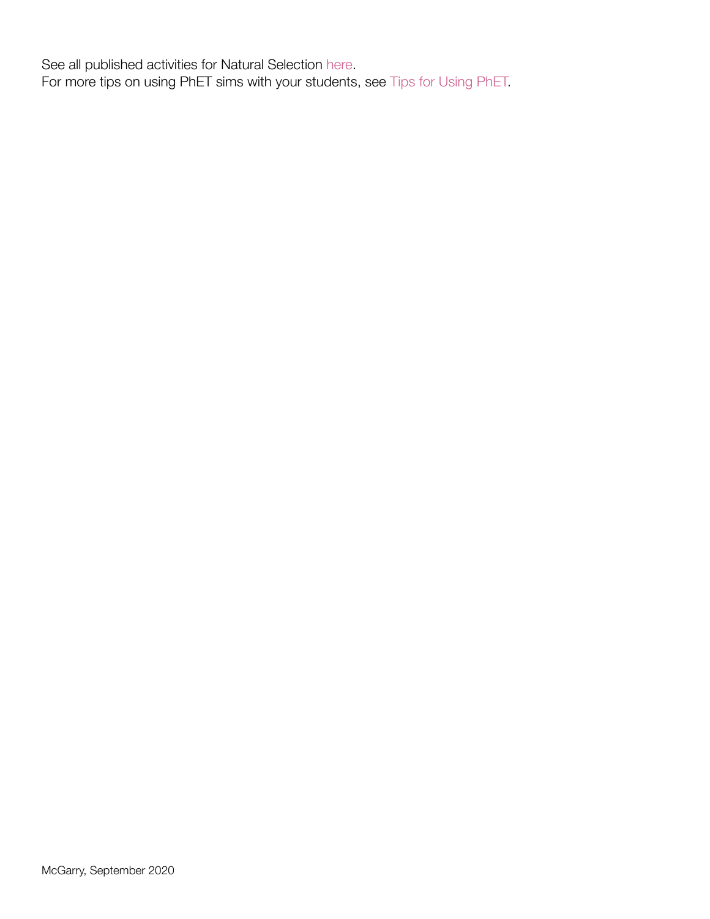See all published activities for Natural Selection here.
For more tips on using PhET sims with your students, see Tips for Using PhET.

McGarry, September 2020